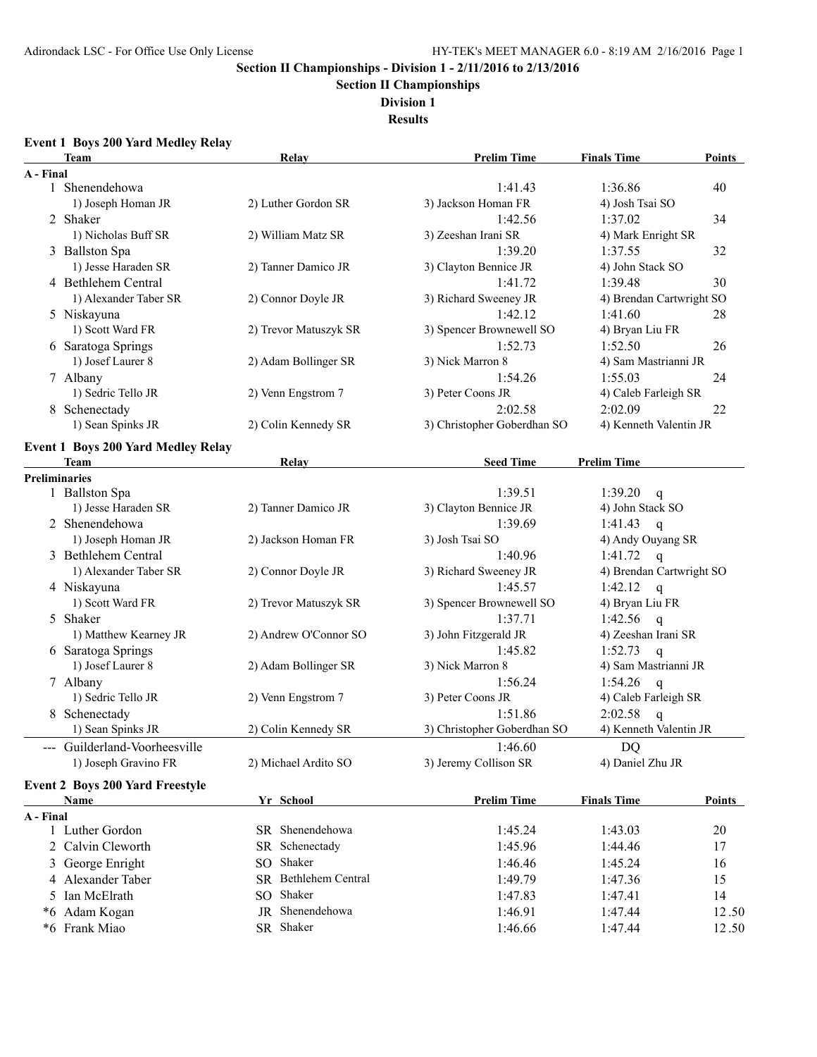# Section II Championships - Division 1 - 2/11/2016 to 2/13/2016

## Section II Championships

### Division 1

### Results

**Event 1 Boys 200 Yard Medley Relay**

| | Team | Relay | Prelim Time | Finals Time | Points |
|---|---|---|---|---|---|
| **A - Final** | | | | | |
| 1 | Shenendehowa | | 1:41.43 | 1:36.86 | 40 |
| | 1) Joseph Homan JR | 2) Luther Gordon SR | 3) Jackson Homan FR | 4) Josh Tsai SO | |
| 2 | Shaker | | 1:42.56 | 1:37.02 | 34 |
| | 1) Nicholas Buff SR | 2) William Matz SR | 3) Zeeshan Irani SR | 4) Mark Enright SR | |
| 3 | Ballston Spa | | 1:39.20 | 1:37.55 | 32 |
| | 1) Jesse Haraden SR | 2) Tanner Damico JR | 3) Clayton Bennice JR | 4) John Stack SO | |
| 4 | Bethlehem Central | | 1:41.72 | 1:39.48 | 30 |
| | 1) Alexander Taber SR | 2) Connor Doyle JR | 3) Richard Sweeney JR | 4) Brendan Cartwright SO | |
| 5 | Niskayuna | | 1:42.12 | 1:41.60 | 28 |
| | 1) Scott Ward FR | 2) Trevor Matuszyk SR | 3) Spencer Brownewell SO | 4) Bryan Liu FR | |
| 6 | Saratoga Springs | | 1:52.73 | 1:52.50 | 26 |
| | 1) Josef Laurer 8 | 2) Adam Bollinger SR | 3) Nick Marron 8 | 4) Sam Mastrianni JR | |
| 7 | Albany | | 1:54.26 | 1:55.03 | 24 |
| | 1) Sedric Tello JR | 2) Venn Engstrom 7 | 3) Peter Coons JR | 4) Caleb Farleigh SR | |
| 8 | Schenectady | | 2:02.58 | 2:02.09 | 22 |
| | 1) Sean Spinks JR | 2) Colin Kennedy SR | 3) Christopher Goberdhan SO | 4) Kenneth Valentin JR | |

**Event 1 Boys 200 Yard Medley Relay**

| | Team | Relay | Seed Time | Prelim Time |
|---|---|---|---|---|
| **Preliminaries** | | | | |
| 1 | Ballston Spa | | 1:39.51 | 1:39.20 q |
| | 1) Jesse Haraden SR | 2) Tanner Damico JR | 3) Clayton Bennice JR | 4) John Stack SO |
| 2 | Shenendehowa | | 1:39.69 | 1:41.43 q |
| | 1) Joseph Homan JR | 2) Jackson Homan FR | 3) Josh Tsai SO | 4) Andy Ouyang SR |
| 3 | Bethlehem Central | | 1:40.96 | 1:41.72 q |
| | 1) Alexander Taber SR | 2) Connor Doyle JR | 3) Richard Sweeney JR | 4) Brendan Cartwright SO |
| 4 | Niskayuna | | 1:45.57 | 1:42.12 q |
| | 1) Scott Ward FR | 2) Trevor Matuszyk SR | 3) Spencer Brownewell SO | 4) Bryan Liu FR |
| 5 | Shaker | | 1:37.71 | 1:42.56 q |
| | 1) Matthew Kearney JR | 2) Andrew O'Connor SO | 3) John Fitzgerald JR | 4) Zeeshan Irani SR |
| 6 | Saratoga Springs | | 1:45.82 | 1:52.73 q |
| | 1) Josef Laurer 8 | 2) Adam Bollinger SR | 3) Nick Marron 8 | 4) Sam Mastrianni JR |
| 7 | Albany | | 1:56.24 | 1:54.26 q |
| | 1) Sedric Tello JR | 2) Venn Engstrom 7 | 3) Peter Coons JR | 4) Caleb Farleigh SR |
| 8 | Schenectady | | 1:51.86 | 2:02.58 q |
| | 1) Sean Spinks JR | 2) Colin Kennedy SR | 3) Christopher Goberdhan SO | 4) Kenneth Valentin JR |
| --- | Guilderland-Voorheesville | | 1:46.60 | DQ |
| | 1) Joseph Gravino FR | 2) Michael Ardito SO | 3) Jeremy Collison SR | 4) Daniel Zhu JR |

**Event 2 Boys 200 Yard Freestyle**

| | Name | Yr | School | Prelim Time | Finals Time | Points |
|---|---|---|---|---|---|---|
| **A - Final** | | | | | | |
| 1 | Luther Gordon | SR | Shenendehowa | 1:45.24 | 1:43.03 | 20 |
| 2 | Calvin Cleworth | SR | Schenectady | 1:45.96 | 1:44.46 | 17 |
| 3 | George Enright | SO | Shaker | 1:46.46 | 1:45.24 | 16 |
| 4 | Alexander Taber | SR | Bethlehem Central | 1:49.79 | 1:47.36 | 15 |
| 5 | Ian McElrath | SO | Shaker | 1:47.83 | 1:47.41 | 14 |
| *6 | Adam Kogan | JR | Shenendehowa | 1:46.91 | 1:47.44 | 12.50 |
| *6 | Frank Miao | SR | Shaker | 1:46.66 | 1:47.44 | 12.50 |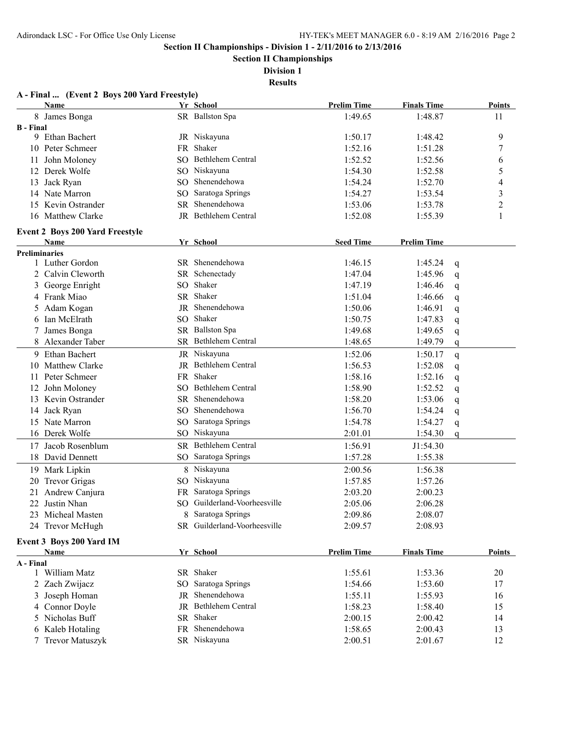## Section II Championships - Division 1 - 2/11/2016 to 2/13/2016

### Section II Championships

### Division 1

### Results

**A - Final ... (Event 2 Boys 200 Yard Freestyle)**

| | Name | Yr | School | Prelim Time | Finals Time | Points |
|---|---|---|---|---|---|---|
| 8 | James Bonga | SR | Ballston Spa | 1:49.65 | 1:48.87 | 11 |
| **B - Final** | | | | | | |
| 9 | Ethan Bachert | JR | Niskayuna | 1:50.17 | 1:48.42 | 9 |
| 10 | Peter Schmeer | FR | Shaker | 1:52.16 | 1:51.28 | 7 |
| 11 | John Moloney | SO | Bethlehem Central | 1:52.52 | 1:52.56 | 6 |
| 12 | Derek Wolfe | SO | Niskayuna | 1:54.30 | 1:52.58 | 5 |
| 13 | Jack Ryan | SO | Shenendehowa | 1:54.24 | 1:52.70 | 4 |
| 14 | Nate Marron | SO | Saratoga Springs | 1:54.27 | 1:53.54 | 3 |
| 15 | Kevin Ostrander | SR | Shenendehowa | 1:53.06 | 1:53.78 | 2 |
| 16 | Matthew Clarke | JR | Bethlehem Central | 1:52.08 | 1:55.39 | 1 |

**Event 2 Boys 200 Yard Freestyle**

| | Name | Yr | School | Seed Time | Prelim Time | |
|---|---|---|---|---|---|---|
| **Preliminaries** | | | | | | |
| 1 | Luther Gordon | SR | Shenendehowa | 1:46.15 | 1:45.24 | q |
| 2 | Calvin Cleworth | SR | Schenectady | 1:47.04 | 1:45.96 | q |
| 3 | George Enright | SO | Shaker | 1:47.19 | 1:46.46 | q |
| 4 | Frank Miao | SR | Shaker | 1:51.04 | 1:46.66 | q |
| 5 | Adam Kogan | JR | Shenendehowa | 1:50.06 | 1:46.91 | q |
| 6 | Ian McElrath | SO | Shaker | 1:50.75 | 1:47.83 | q |
| 7 | James Bonga | SR | Ballston Spa | 1:49.68 | 1:49.65 | q |
| 8 | Alexander Taber | SR | Bethlehem Central | 1:48.65 | 1:49.79 | q |
| 9 | Ethan Bachert | JR | Niskayuna | 1:52.06 | 1:50.17 | q |
| 10 | Matthew Clarke | JR | Bethlehem Central | 1:56.53 | 1:52.08 | q |
| 11 | Peter Schmeer | FR | Shaker | 1:58.16 | 1:52.16 | q |
| 12 | John Moloney | SO | Bethlehem Central | 1:58.90 | 1:52.52 | q |
| 13 | Kevin Ostrander | SR | Shenendehowa | 1:58.20 | 1:53.06 | q |
| 14 | Jack Ryan | SO | Shenendehowa | 1:56.70 | 1:54.24 | q |
| 15 | Nate Marron | SO | Saratoga Springs | 1:54.78 | 1:54.27 | q |
| 16 | Derek Wolfe | SO | Niskayuna | 2:01.01 | 1:54.30 | q |
| 17 | Jacob Rosenblum | SR | Bethlehem Central | 1:56.91 | J1:54.30 | |
| 18 | David Dennett | SO | Saratoga Springs | 1:57.28 | 1:55.38 | |
| 19 | Mark Lipkin | 8 | Niskayuna | 2:00.56 | 1:56.38 | |
| 20 | Trevor Grigas | SO | Niskayuna | 1:57.85 | 1:57.26 | |
| 21 | Andrew Canjura | FR | Saratoga Springs | 2:03.20 | 2:00.23 | |
| 22 | Justin Nhan | SO | Guilderland-Voorheesville | 2:05.06 | 2:06.28 | |
| 23 | Micheal Masten | 8 | Saratoga Springs | 2:09.86 | 2:08.07 | |
| 24 | Trevor McHugh | SR | Guilderland-Voorheesville | 2:09.57 | 2:08.93 | |

**Event 3 Boys 200 Yard IM**

| | Name | Yr | School | Prelim Time | Finals Time | Points |
|---|---|---|---|---|---|---|
| **A - Final** | | | | | | |
| 1 | William Matz | SR | Shaker | 1:55.61 | 1:53.36 | 20 |
| 2 | Zach Zwijacz | SO | Saratoga Springs | 1:54.66 | 1:53.60 | 17 |
| 3 | Joseph Homan | JR | Shenendehowa | 1:55.11 | 1:55.93 | 16 |
| 4 | Connor Doyle | JR | Bethlehem Central | 1:58.23 | 1:58.40 | 15 |
| 5 | Nicholas Buff | SR | Shaker | 2:00.15 | 2:00.42 | 14 |
| 6 | Kaleb Hotaling | FR | Shenendehowa | 1:58.65 | 2:00.43 | 13 |
| 7 | Trevor Matuszyk | SR | Niskayuna | 2:00.51 | 2:01.67 | 12 |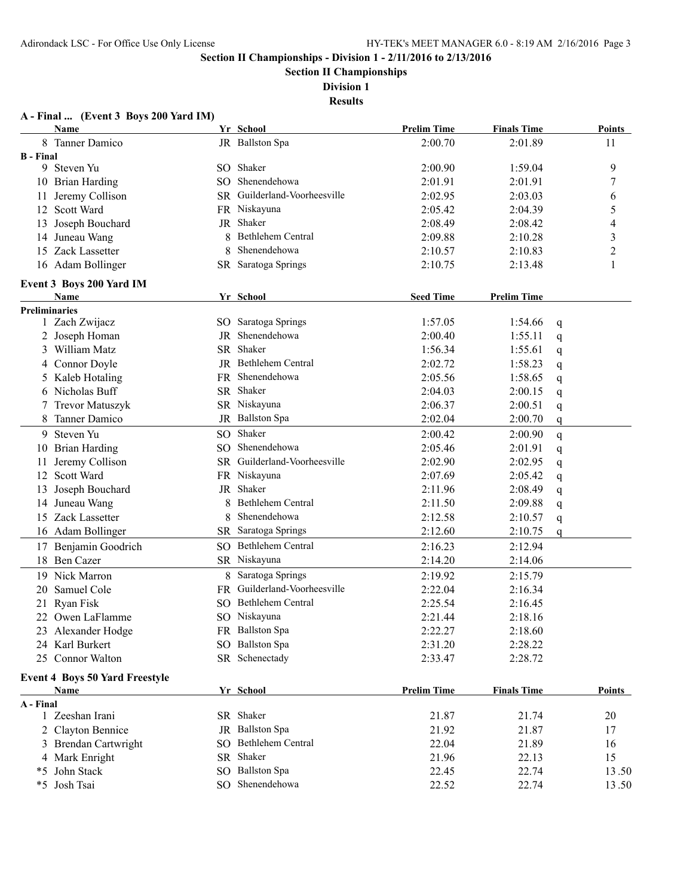**Section II Championships - Division 1 - 2/11/2016 to 2/13/2016**

**Section II Championships**

**Division 1**

**Results**

### A - Final ... (Event 3 Boys 200 Yard IM)

| | Name | Yr | School | Prelim Time | Finals Time | Points |
|---|---|---|---|---|---|---|
| 8 | Tanner Damico | JR | Ballston Spa | 2:00.70 | 2:01.89 | 11 |
| **B - Final** | | | | | | |
| 9 | Steven Yu | SO | Shaker | 2:00.90 | 1:59.04 | 9 |
| 10 | Brian Harding | SO | Shenendehowa | 2:01.91 | 2:01.91 | 7 |
| 11 | Jeremy Collison | SR | Guilderland-Voorheesville | 2:02.95 | 2:03.03 | 6 |
| 12 | Scott Ward | FR | Niskayuna | 2:05.42 | 2:04.39 | 5 |
| 13 | Joseph Bouchard | JR | Shaker | 2:08.49 | 2:08.42 | 4 |
| 14 | Juneau Wang | 8 | Bethlehem Central | 2:09.88 | 2:10.28 | 3 |
| 15 | Zack Lassetter | 8 | Shenendehowa | 2:10.57 | 2:10.83 | 2 |
| 16 | Adam Bollinger | SR | Saratoga Springs | 2:10.75 | 2:13.48 | 1 |

### Event 3 Boys 200 Yard IM

| | Name | Yr | School | Seed Time | Prelim Time | |
|---|---|---|---|---|---|---|
| **Preliminaries** | | | | | | |
| 1 | Zach Zwijacz | SO | Saratoga Springs | 1:57.05 | 1:54.66 | q |
| 2 | Joseph Homan | JR | Shenendehowa | 2:00.40 | 1:55.11 | q |
| 3 | William Matz | SR | Shaker | 1:56.34 | 1:55.61 | q |
| 4 | Connor Doyle | JR | Bethlehem Central | 2:02.72 | 1:58.23 | q |
| 5 | Kaleb Hotaling | FR | Shenendehowa | 2:05.56 | 1:58.65 | q |
| 6 | Nicholas Buff | SR | Shaker | 2:04.03 | 2:00.15 | q |
| 7 | Trevor Matuszyk | SR | Niskayuna | 2:06.37 | 2:00.51 | q |
| 8 | Tanner Damico | JR | Ballston Spa | 2:02.04 | 2:00.70 | q |
| 9 | Steven Yu | SO | Shaker | 2:00.42 | 2:00.90 | q |
| 10 | Brian Harding | SO | Shenendehowa | 2:05.46 | 2:01.91 | q |
| 11 | Jeremy Collison | SR | Guilderland-Voorheesville | 2:02.90 | 2:02.95 | q |
| 12 | Scott Ward | FR | Niskayuna | 2:07.69 | 2:05.42 | q |
| 13 | Joseph Bouchard | JR | Shaker | 2:11.96 | 2:08.49 | q |
| 14 | Juneau Wang | 8 | Bethlehem Central | 2:11.50 | 2:09.88 | q |
| 15 | Zack Lassetter | 8 | Shenendehowa | 2:12.58 | 2:10.57 | q |
| 16 | Adam Bollinger | SR | Saratoga Springs | 2:12.60 | 2:10.75 | q |
| 17 | Benjamin Goodrich | SO | Bethlehem Central | 2:16.23 | 2:12.94 | |
| 18 | Ben Cazer | SR | Niskayuna | 2:14.20 | 2:14.06 | |
| 19 | Nick Marron | 8 | Saratoga Springs | 2:19.92 | 2:15.79 | |
| 20 | Samuel Cole | FR | Guilderland-Voorheesville | 2:22.04 | 2:16.34 | |
| 21 | Ryan Fisk | SO | Bethlehem Central | 2:25.54 | 2:16.45 | |
| 22 | Owen LaFlamme | SO | Niskayuna | 2:21.44 | 2:18.16 | |
| 23 | Alexander Hodge | FR | Ballston Spa | 2:22.27 | 2:18.60 | |
| 24 | Karl Burkert | SO | Ballston Spa | 2:31.20 | 2:28.22 | |
| 25 | Connor Walton | SR | Schenectady | 2:33.47 | 2:28.72 | |

### Event 4 Boys 50 Yard Freestyle

| | Name | Yr | School | Prelim Time | Finals Time | Points |
|---|---|---|---|---|---|---|
| **A - Final** | | | | | | |
| 1 | Zeeshan Irani | SR | Shaker | 21.87 | 21.74 | 20 |
| 2 | Clayton Bennice | JR | Ballston Spa | 21.92 | 21.87 | 17 |
| 3 | Brendan Cartwright | SO | Bethlehem Central | 22.04 | 21.89 | 16 |
| 4 | Mark Enright | SR | Shaker | 21.96 | 22.13 | 15 |
| *5 | John Stack | SO | Ballston Spa | 22.45 | 22.74 | 13.50 |
| *5 | Josh Tsai | SO | Shenendehowa | 22.52 | 22.74 | 13.50 |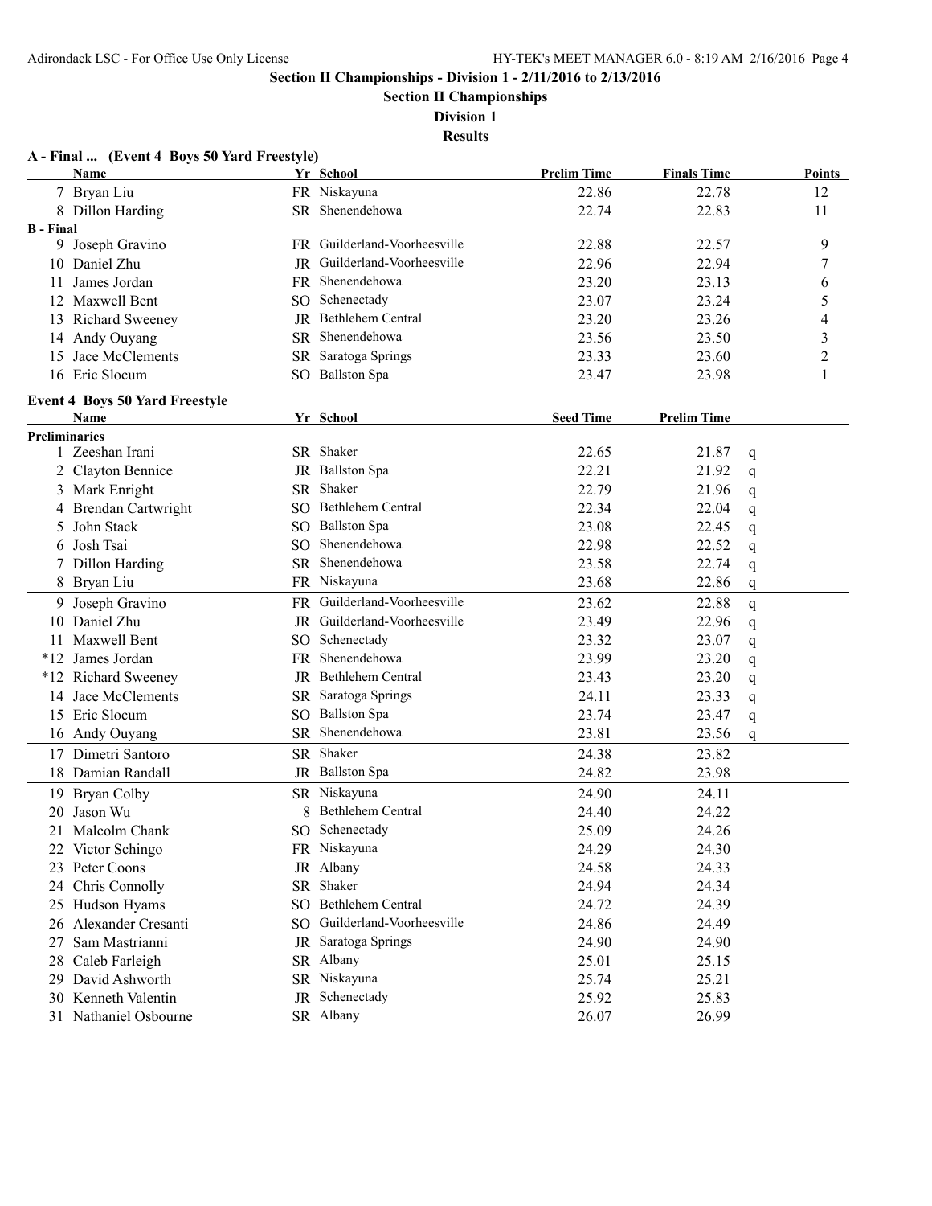## Section II Championships - Division 1 - 2/11/2016 to 2/13/2016

### Section II Championships

### Division 1

### Results

**A - Final ... (Event 4 Boys 50 Yard Freestyle)**

| | Name | Yr | School | Prelim Time | Finals Time | Points |
|---|---|---|---|---|---|---|
| 7 | Bryan Liu | FR | Niskayuna | 22.86 | 22.78 | 12 |
| 8 | Dillon Harding | SR | Shenendehowa | 22.74 | 22.83 | 11 |
| **B - Final** | | | | | | |
| 9 | Joseph Gravino | FR | Guilderland-Voorheesville | 22.88 | 22.57 | 9 |
| 10 | Daniel Zhu | JR | Guilderland-Voorheesville | 22.96 | 22.94 | 7 |
| 11 | James Jordan | FR | Shenendehowa | 23.20 | 23.13 | 6 |
| 12 | Maxwell Bent | SO | Schenectady | 23.07 | 23.24 | 5 |
| 13 | Richard Sweeney | JR | Bethlehem Central | 23.20 | 23.26 | 4 |
| 14 | Andy Ouyang | SR | Shenendehowa | 23.56 | 23.50 | 3 |
| 15 | Jace McClements | SR | Saratoga Springs | 23.33 | 23.60 | 2 |
| 16 | Eric Slocum | SO | Ballston Spa | 23.47 | 23.98 | 1 |

**Event 4 Boys 50 Yard Freestyle**

| | Name | Yr | School | Seed Time | Prelim Time | |
|---|---|---|---|---|---|---|
| **Preliminaries** | | | | | | |
| 1 | Zeeshan Irani | SR | Shaker | 22.65 | 21.87 | q |
| 2 | Clayton Bennice | JR | Ballston Spa | 22.21 | 21.92 | q |
| 3 | Mark Enright | SR | Shaker | 22.79 | 21.96 | q |
| 4 | Brendan Cartwright | SO | Bethlehem Central | 22.34 | 22.04 | q |
| 5 | John Stack | SO | Ballston Spa | 23.08 | 22.45 | q |
| 6 | Josh Tsai | SO | Shenendehowa | 22.98 | 22.52 | q |
| 7 | Dillon Harding | SR | Shenendehowa | 23.58 | 22.74 | q |
| 8 | Bryan Liu | FR | Niskayuna | 23.68 | 22.86 | q |
| 9 | Joseph Gravino | FR | Guilderland-Voorheesville | 23.62 | 22.88 | q |
| 10 | Daniel Zhu | JR | Guilderland-Voorheesville | 23.49 | 22.96 | q |
| 11 | Maxwell Bent | SO | Schenectady | 23.32 | 23.07 | q |
| *12 | James Jordan | FR | Shenendehowa | 23.99 | 23.20 | q |
| *12 | Richard Sweeney | JR | Bethlehem Central | 23.43 | 23.20 | q |
| 14 | Jace McClements | SR | Saratoga Springs | 24.11 | 23.33 | q |
| 15 | Eric Slocum | SO | Ballston Spa | 23.74 | 23.47 | q |
| 16 | Andy Ouyang | SR | Shenendehowa | 23.81 | 23.56 | q |
| 17 | Dimetri Santoro | SR | Shaker | 24.38 | 23.82 | |
| 18 | Damian Randall | JR | Ballston Spa | 24.82 | 23.98 | |
| 19 | Bryan Colby | SR | Niskayuna | 24.90 | 24.11 | |
| 20 | Jason Wu | 8 | Bethlehem Central | 24.40 | 24.22 | |
| 21 | Malcolm Chank | SO | Schenectady | 25.09 | 24.26 | |
| 22 | Victor Schingo | FR | Niskayuna | 24.29 | 24.30 | |
| 23 | Peter Coons | JR | Albany | 24.58 | 24.33 | |
| 24 | Chris Connolly | SR | Shaker | 24.94 | 24.34 | |
| 25 | Hudson Hyams | SO | Bethlehem Central | 24.72 | 24.39 | |
| 26 | Alexander Cresanti | SO | Guilderland-Voorheesville | 24.86 | 24.49 | |
| 27 | Sam Mastrianni | JR | Saratoga Springs | 24.90 | 24.90 | |
| 28 | Caleb Farleigh | SR | Albany | 25.01 | 25.15 | |
| 29 | David Ashworth | SR | Niskayuna | 25.74 | 25.21 | |
| 30 | Kenneth Valentin | JR | Schenectady | 25.92 | 25.83 | |
| 31 | Nathaniel Osbourne | SR | Albany | 26.07 | 26.99 | |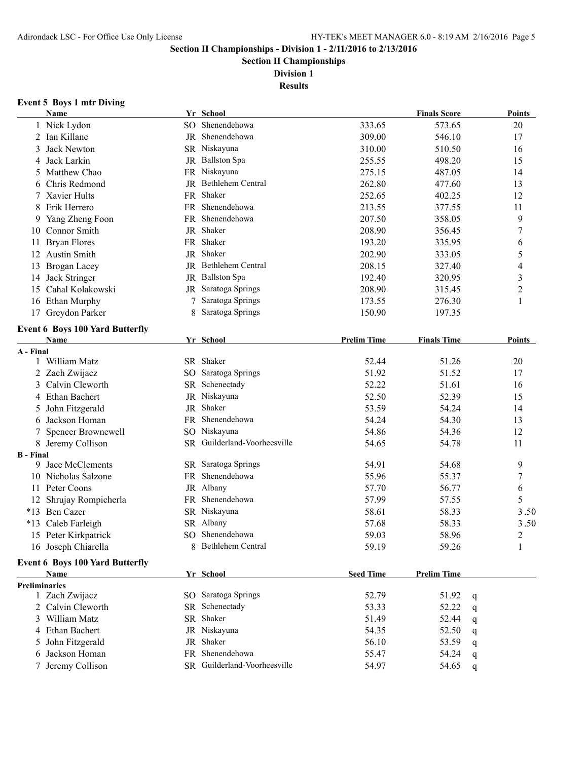# Section II Championships - Division 1 - 2/11/2016 to 2/13/2016

## Section II Championships

### Division 1

### Results

**Event 5 Boys 1 mtr Diving**

| | Name | Yr | School | | Finals Score | Points |
|---|---|---|---|---|---|---|
| 1 | Nick Lydon | SO | Shenendehowa | 333.65 | 573.65 | 20 |
| 2 | Ian Killane | JR | Shenendehowa | 309.00 | 546.10 | 17 |
| 3 | Jack Newton | SR | Niskayuna | 310.00 | 510.50 | 16 |
| 4 | Jack Larkin | JR | Ballston Spa | 255.55 | 498.20 | 15 |
| 5 | Matthew Chao | FR | Niskayuna | 275.15 | 487.05 | 14 |
| 6 | Chris Redmond | JR | Bethlehem Central | 262.80 | 477.60 | 13 |
| 7 | Xavier Hults | FR | Shaker | 252.65 | 402.25 | 12 |
| 8 | Erik Herrero | FR | Shenendehowa | 213.55 | 377.55 | 11 |
| 9 | Yang Zheng Foon | FR | Shenendehowa | 207.50 | 358.05 | 9 |
| 10 | Connor Smith | JR | Shaker | 208.90 | 356.45 | 7 |
| 11 | Bryan Flores | FR | Shaker | 193.20 | 335.95 | 6 |
| 12 | Austin Smith | JR | Shaker | 202.90 | 333.05 | 5 |
| 13 | Brogan Lacey | JR | Bethlehem Central | 208.15 | 327.40 | 4 |
| 14 | Jack Stringer | JR | Ballston Spa | 192.40 | 320.95 | 3 |
| 15 | Cahal Kolakowski | JR | Saratoga Springs | 208.90 | 315.45 | 2 |
| 16 | Ethan Murphy | 7 | Saratoga Springs | 173.55 | 276.30 | 1 |
| 17 | Greydon Parker | 8 | Saratoga Springs | 150.90 | 197.35 | |

**Event 6 Boys 100 Yard Butterfly**

| | Name | Yr | School | Prelim Time | Finals Time | Points |
|---|---|---|---|---|---|---|
| **A - Final** | | | | | | |
| 1 | William Matz | SR | Shaker | 52.44 | 51.26 | 20 |
| 2 | Zach Zwijacz | SO | Saratoga Springs | 51.92 | 51.52 | 17 |
| 3 | Calvin Cleworth | SR | Schenectady | 52.22 | 51.61 | 16 |
| 4 | Ethan Bachert | JR | Niskayuna | 52.50 | 52.39 | 15 |
| 5 | John Fitzgerald | JR | Shaker | 53.59 | 54.24 | 14 |
| 6 | Jackson Homan | FR | Shenendehowa | 54.24 | 54.30 | 13 |
| 7 | Spencer Brownewell | SO | Niskayuna | 54.86 | 54.36 | 12 |
| 8 | Jeremy Collison | SR | Guilderland-Voorheesville | 54.65 | 54.78 | 11 |
| **B - Final** | | | | | | |
| 9 | Jace McClements | SR | Saratoga Springs | 54.91 | 54.68 | 9 |
| 10 | Nicholas Salzone | FR | Shenendehowa | 55.96 | 55.37 | 7 |
| 11 | Peter Coons | JR | Albany | 57.70 | 56.77 | 6 |
| 12 | Shrujay Rompicherla | FR | Shenendehowa | 57.99 | 57.55 | 5 |
| *13 | Ben Cazer | SR | Niskayuna | 58.61 | 58.33 | 3.50 |
| *13 | Caleb Farleigh | SR | Albany | 57.68 | 58.33 | 3.50 |
| 15 | Peter Kirkpatrick | SO | Shenendehowa | 59.03 | 58.96 | 2 |
| 16 | Joseph Chiarella | 8 | Bethlehem Central | 59.19 | 59.26 | 1 |

**Event 6 Boys 100 Yard Butterfly**

| | Name | Yr | School | Seed Time | Prelim Time | |
|---|---|---|---|---|---|---|
| **Preliminaries** | | | | | | |
| 1 | Zach Zwijacz | SO | Saratoga Springs | 52.79 | 51.92 | q |
| 2 | Calvin Cleworth | SR | Schenectady | 53.33 | 52.22 | q |
| 3 | William Matz | SR | Shaker | 51.49 | 52.44 | q |
| 4 | Ethan Bachert | JR | Niskayuna | 54.35 | 52.50 | q |
| 5 | John Fitzgerald | JR | Shaker | 56.10 | 53.59 | q |
| 6 | Jackson Homan | FR | Shenendehowa | 55.47 | 54.24 | q |
| 7 | Jeremy Collison | SR | Guilderland-Voorheesville | 54.97 | 54.65 | q |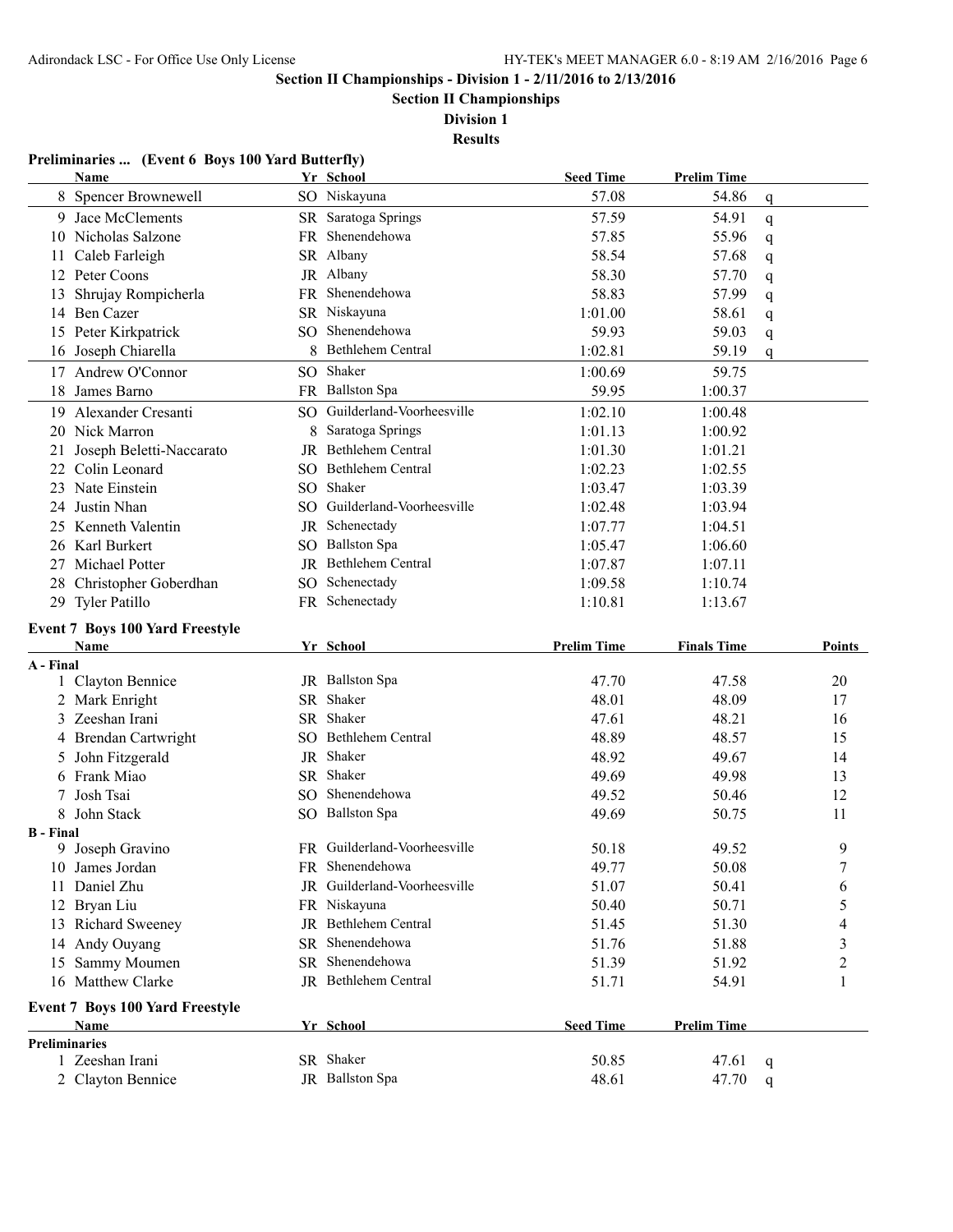## Section II Championships - Division 1 - 2/11/2016 to 2/13/2016

### Section II Championships

### Division 1

### Results

**Preliminaries ... (Event 6 Boys 100 Yard Butterfly)**

| | Name | Yr | School | Seed Time | Prelim Time | |
|---|---|---|---|---|---|---|
| 8 | Spencer Brownewell | SO | Niskayuna | 57.08 | 54.86 | q |
| 9 | Jace McClements | SR | Saratoga Springs | 57.59 | 54.91 | q |
| 10 | Nicholas Salzone | FR | Shenendehowa | 57.85 | 55.96 | q |
| 11 | Caleb Farleigh | SR | Albany | 58.54 | 57.68 | q |
| 12 | Peter Coons | JR | Albany | 58.30 | 57.70 | q |
| 13 | Shrujay Rompicherla | FR | Shenendehowa | 58.83 | 57.99 | q |
| 14 | Ben Cazer | SR | Niskayuna | 1:01.00 | 58.61 | q |
| 15 | Peter Kirkpatrick | SO | Shenendehowa | 59.93 | 59.03 | q |
| 16 | Joseph Chiarella | 8 | Bethlehem Central | 1:02.81 | 59.19 | q |
| 17 | Andrew O'Connor | SO | Shaker | 1:00.69 | 59.75 | |
| 18 | James Barno | FR | Ballston Spa | 59.95 | 1:00.37 | |
| 19 | Alexander Cresanti | SO | Guilderland-Voorheesville | 1:02.10 | 1:00.48 | |
| 20 | Nick Marron | 8 | Saratoga Springs | 1:01.13 | 1:00.92 | |
| 21 | Joseph Beletti-Naccarato | JR | Bethlehem Central | 1:01.30 | 1:01.21 | |
| 22 | Colin Leonard | SO | Bethlehem Central | 1:02.23 | 1:02.55 | |
| 23 | Nate Einstein | SO | Shaker | 1:03.47 | 1:03.39 | |
| 24 | Justin Nhan | SO | Guilderland-Voorheesville | 1:02.48 | 1:03.94 | |
| 25 | Kenneth Valentin | JR | Schenectady | 1:07.77 | 1:04.51 | |
| 26 | Karl Burkert | SO | Ballston Spa | 1:05.47 | 1:06.60 | |
| 27 | Michael Potter | JR | Bethlehem Central | 1:07.87 | 1:07.11 | |
| 28 | Christopher Goberdhan | SO | Schenectady | 1:09.58 | 1:10.74 | |
| 29 | Tyler Patillo | FR | Schenectady | 1:10.81 | 1:13.67 | |

**Event 7 Boys 100 Yard Freestyle**

| | Name | Yr | School | Prelim Time | Finals Time | Points |
|---|---|---|---|---|---|---|
| **A - Final** | | | | | | |
| 1 | Clayton Bennice | JR | Ballston Spa | 47.70 | 47.58 | 20 |
| 2 | Mark Enright | SR | Shaker | 48.01 | 48.09 | 17 |
| 3 | Zeeshan Irani | SR | Shaker | 47.61 | 48.21 | 16 |
| 4 | Brendan Cartwright | SO | Bethlehem Central | 48.89 | 48.57 | 15 |
| 5 | John Fitzgerald | JR | Shaker | 48.92 | 49.67 | 14 |
| 6 | Frank Miao | SR | Shaker | 49.69 | 49.98 | 13 |
| 7 | Josh Tsai | SO | Shenendehowa | 49.52 | 50.46 | 12 |
| 8 | John Stack | SO | Ballston Spa | 49.69 | 50.75 | 11 |
| **B - Final** | | | | | | |
| 9 | Joseph Gravino | FR | Guilderland-Voorheesville | 50.18 | 49.52 | 9 |
| 10 | James Jordan | FR | Shenendehowa | 49.77 | 50.08 | 7 |
| 11 | Daniel Zhu | JR | Guilderland-Voorheesville | 51.07 | 50.41 | 6 |
| 12 | Bryan Liu | FR | Niskayuna | 50.40 | 50.71 | 5 |
| 13 | Richard Sweeney | JR | Bethlehem Central | 51.45 | 51.30 | 4 |
| 14 | Andy Ouyang | SR | Shenendehowa | 51.76 | 51.88 | 3 |
| 15 | Sammy Moumen | SR | Shenendehowa | 51.39 | 51.92 | 2 |
| 16 | Matthew Clarke | JR | Bethlehem Central | 51.71 | 54.91 | 1 |

**Event 7 Boys 100 Yard Freestyle**

| | Name | Yr | School | Seed Time | Prelim Time | |
|---|---|---|---|---|---|---|
| **Preliminaries** | | | | | | |
| 1 | Zeeshan Irani | SR | Shaker | 50.85 | 47.61 | q |
| 2 | Clayton Bennice | JR | Ballston Spa | 48.61 | 47.70 | q |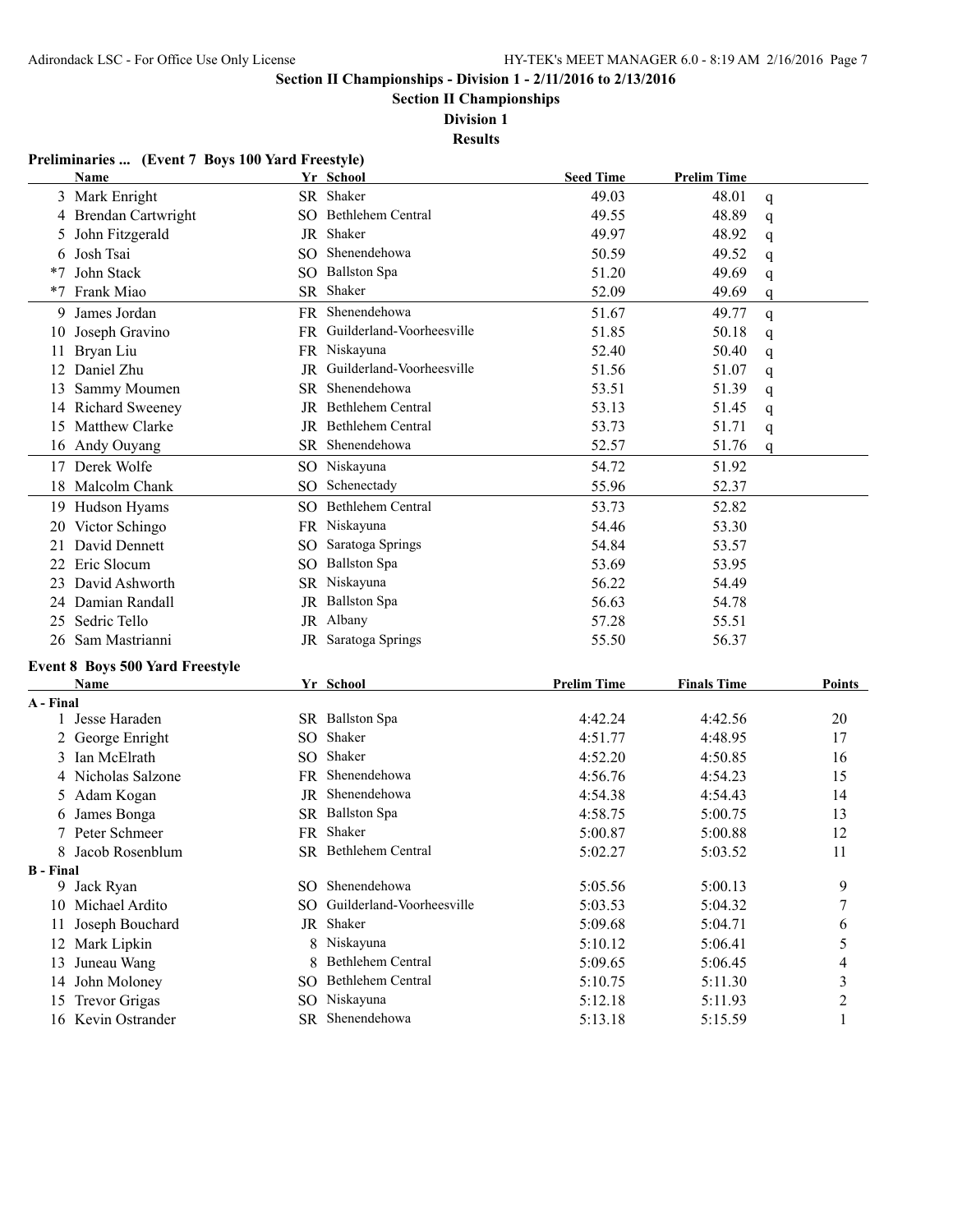# Section II Championships - Division 1 - 2/11/2016 to 2/13/2016

## Section II Championships

### Division 1

### Results

**Preliminaries ... (Event 7 Boys 100 Yard Freestyle)**

| | Name | Yr | School | Seed Time | Prelim Time | |
|---|---|---|---|---|---|---|
| 3 | Mark Enright | SR | Shaker | 49.03 | 48.01 | q |
| 4 | Brendan Cartwright | SO | Bethlehem Central | 49.55 | 48.89 | q |
| 5 | John Fitzgerald | JR | Shaker | 49.97 | 48.92 | q |
| 6 | Josh Tsai | SO | Shenendehowa | 50.59 | 49.52 | q |
| *7 | John Stack | SO | Ballston Spa | 51.20 | 49.69 | q |
| *7 | Frank Miao | SR | Shaker | 52.09 | 49.69 | q |
| 9 | James Jordan | FR | Shenendehowa | 51.67 | 49.77 | q |
| 10 | Joseph Gravino | FR | Guilderland-Voorheesville | 51.85 | 50.18 | q |
| 11 | Bryan Liu | FR | Niskayuna | 52.40 | 50.40 | q |
| 12 | Daniel Zhu | JR | Guilderland-Voorheesville | 51.56 | 51.07 | q |
| 13 | Sammy Moumen | SR | Shenendehowa | 53.51 | 51.39 | q |
| 14 | Richard Sweeney | JR | Bethlehem Central | 53.13 | 51.45 | q |
| 15 | Matthew Clarke | JR | Bethlehem Central | 53.73 | 51.71 | q |
| 16 | Andy Ouyang | SR | Shenendehowa | 52.57 | 51.76 | q |
| 17 | Derek Wolfe | SO | Niskayuna | 54.72 | 51.92 | |
| 18 | Malcolm Chank | SO | Schenectady | 55.96 | 52.37 | |
| 19 | Hudson Hyams | SO | Bethlehem Central | 53.73 | 52.82 | |
| 20 | Victor Schingo | FR | Niskayuna | 54.46 | 53.30 | |
| 21 | David Dennett | SO | Saratoga Springs | 54.84 | 53.57 | |
| 22 | Eric Slocum | SO | Ballston Spa | 53.69 | 53.95 | |
| 23 | David Ashworth | SR | Niskayuna | 56.22 | 54.49 | |
| 24 | Damian Randall | JR | Ballston Spa | 56.63 | 54.78 | |
| 25 | Sedric Tello | JR | Albany | 57.28 | 55.51 | |
| 26 | Sam Mastrianni | JR | Saratoga Springs | 55.50 | 56.37 | |

**Event 8 Boys 500 Yard Freestyle**

| | Name | Yr | School | Prelim Time | Finals Time | Points |
|---|---|---|---|---|---|---|
| **A - Final** | | | | | | |
| 1 | Jesse Haraden | SR | Ballston Spa | 4:42.24 | 4:42.56 | 20 |
| 2 | George Enright | SO | Shaker | 4:51.77 | 4:48.95 | 17 |
| 3 | Ian McElrath | SO | Shaker | 4:52.20 | 4:50.85 | 16 |
| 4 | Nicholas Salzone | FR | Shenendehowa | 4:56.76 | 4:54.23 | 15 |
| 5 | Adam Kogan | JR | Shenendehowa | 4:54.38 | 4:54.43 | 14 |
| 6 | James Bonga | SR | Ballston Spa | 4:58.75 | 5:00.75 | 13 |
| 7 | Peter Schmeer | FR | Shaker | 5:00.87 | 5:00.88 | 12 |
| 8 | Jacob Rosenblum | SR | Bethlehem Central | 5:02.27 | 5:03.52 | 11 |
| **B - Final** | | | | | | |
| 9 | Jack Ryan | SO | Shenendehowa | 5:05.56 | 5:00.13 | 9 |
| 10 | Michael Ardito | SO | Guilderland-Voorheesville | 5:03.53 | 5:04.32 | 7 |
| 11 | Joseph Bouchard | JR | Shaker | 5:09.68 | 5:04.71 | 6 |
| 12 | Mark Lipkin | 8 | Niskayuna | 5:10.12 | 5:06.41 | 5 |
| 13 | Juneau Wang | 8 | Bethlehem Central | 5:09.65 | 5:06.45 | 4 |
| 14 | John Moloney | SO | Bethlehem Central | 5:10.75 | 5:11.30 | 3 |
| 15 | Trevor Grigas | SO | Niskayuna | 5:12.18 | 5:11.93 | 2 |
| 16 | Kevin Ostrander | SR | Shenendehowa | 5:13.18 | 5:15.59 | 1 |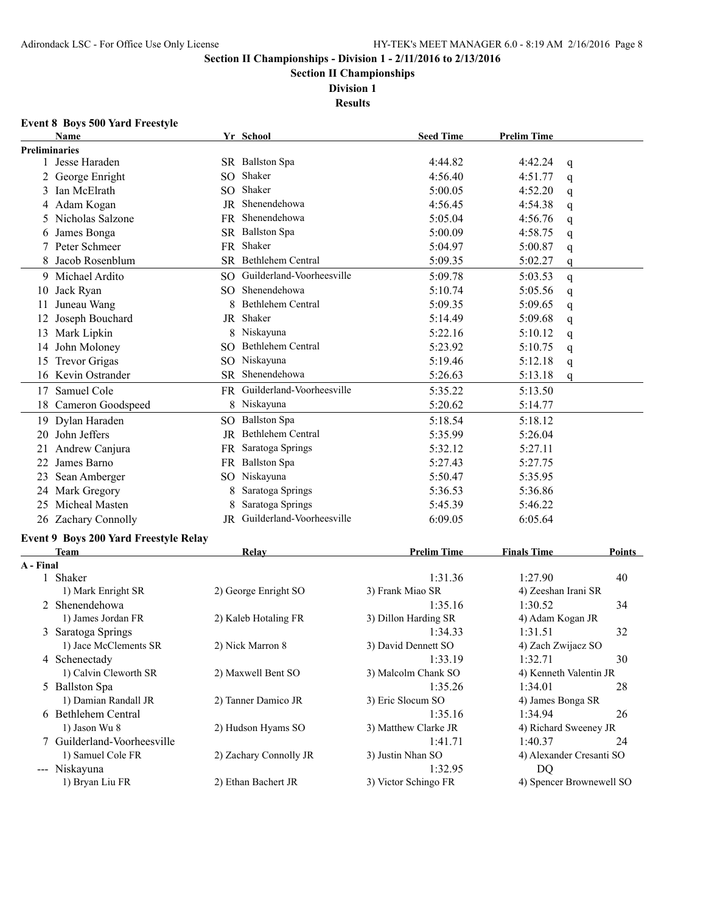## Section II Championships - Division 1 - 2/11/2016 to 2/13/2016

### Section II Championships

### Division 1

### Results

**Event 8 Boys 500 Yard Freestyle**

| | Name | Yr | School | Seed Time | Prelim Time | |
|---|---|---|---|---|---|---|
| **Preliminaries** | | | | | | |
| 1 | Jesse Haraden | SR | Ballston Spa | 4:44.82 | 4:42.24 | q |
| 2 | George Enright | SO | Shaker | 4:56.40 | 4:51.77 | q |
| 3 | Ian McElrath | SO | Shaker | 5:00.05 | 4:52.20 | q |
| 4 | Adam Kogan | JR | Shenendehowa | 4:56.45 | 4:54.38 | q |
| 5 | Nicholas Salzone | FR | Shenendehowa | 5:05.04 | 4:56.76 | q |
| 6 | James Bonga | SR | Ballston Spa | 5:00.09 | 4:58.75 | q |
| 7 | Peter Schmeer | FR | Shaker | 5:04.97 | 5:00.87 | q |
| 8 | Jacob Rosenblum | SR | Bethlehem Central | 5:09.35 | 5:02.27 | q |
| 9 | Michael Ardito | SO | Guilderland-Voorheesville | 5:09.78 | 5:03.53 | q |
| 10 | Jack Ryan | SO | Shenendehowa | 5:10.74 | 5:05.56 | q |
| 11 | Juneau Wang | 8 | Bethlehem Central | 5:09.35 | 5:09.65 | q |
| 12 | Joseph Bouchard | JR | Shaker | 5:14.49 | 5:09.68 | q |
| 13 | Mark Lipkin | 8 | Niskayuna | 5:22.16 | 5:10.12 | q |
| 14 | John Moloney | SO | Bethlehem Central | 5:23.92 | 5:10.75 | q |
| 15 | Trevor Grigas | SO | Niskayuna | 5:19.46 | 5:12.18 | q |
| 16 | Kevin Ostrander | SR | Shenendehowa | 5:26.63 | 5:13.18 | q |
| 17 | Samuel Cole | FR | Guilderland-Voorheesville | 5:35.22 | 5:13.50 | |
| 18 | Cameron Goodspeed | 8 | Niskayuna | 5:20.62 | 5:14.77 | |
| 19 | Dylan Haraden | SO | Ballston Spa | 5:18.54 | 5:18.12 | |
| 20 | John Jeffers | JR | Bethlehem Central | 5:35.99 | 5:26.04 | |
| 21 | Andrew Canjura | FR | Saratoga Springs | 5:32.12 | 5:27.11 | |
| 22 | James Barno | FR | Ballston Spa | 5:27.43 | 5:27.75 | |
| 23 | Sean Amberger | SO | Niskayuna | 5:50.47 | 5:35.95 | |
| 24 | Mark Gregory | 8 | Saratoga Springs | 5:36.53 | 5:36.86 | |
| 25 | Micheal Masten | 8 | Saratoga Springs | 5:45.39 | 5:46.22 | |
| 26 | Zachary Connolly | JR | Guilderland-Voorheesville | 6:09.05 | 6:05.64 | |

**Event 9 Boys 200 Yard Freestyle Relay**

| | Team | Relay | Prelim Time | Finals Time | Points |
|---|---|---|---|---|---|
| **A - Final** | | | | | |
| 1 | Shaker | | 1:31.36 | 1:27.90 | 40 |
| | 1) Mark Enright SR | 2) George Enright SO | 3) Frank Miao SR | 4) Zeeshan Irani SR | |
| 2 | Shenendehowa | | 1:35.16 | 1:30.52 | 34 |
| | 1) James Jordan FR | 2) Kaleb Hotaling FR | 3) Dillon Harding SR | 4) Adam Kogan JR | |
| 3 | Saratoga Springs | | 1:34.33 | 1:31.51 | 32 |
| | 1) Jace McClements SR | 2) Nick Marron 8 | 3) David Dennett SO | 4) Zach Zwijacz SO | |
| 4 | Schenectady | | 1:33.19 | 1:32.71 | 30 |
| | 1) Calvin Cleworth SR | 2) Maxwell Bent SO | 3) Malcolm Chank SO | 4) Kenneth Valentin JR | |
| 5 | Ballston Spa | | 1:35.26 | 1:34.01 | 28 |
| | 1) Damian Randall JR | 2) Tanner Damico JR | 3) Eric Slocum SO | 4) James Bonga SR | |
| 6 | Bethlehem Central | | 1:35.16 | 1:34.94 | 26 |
| | 1) Jason Wu 8 | 2) Hudson Hyams SO | 3) Matthew Clarke JR | 4) Richard Sweeney JR | |
| 7 | Guilderland-Voorheesville | | 1:41.71 | 1:40.37 | 24 |
| | 1) Samuel Cole FR | 2) Zachary Connolly JR | 3) Justin Nhan SO | 4) Alexander Cresanti SO | |
| --- | Niskayuna | | 1:32.95 | DQ | |
| | 1) Bryan Liu FR | 2) Ethan Bachert JR | 3) Victor Schingo FR | 4) Spencer Brownewell SO | |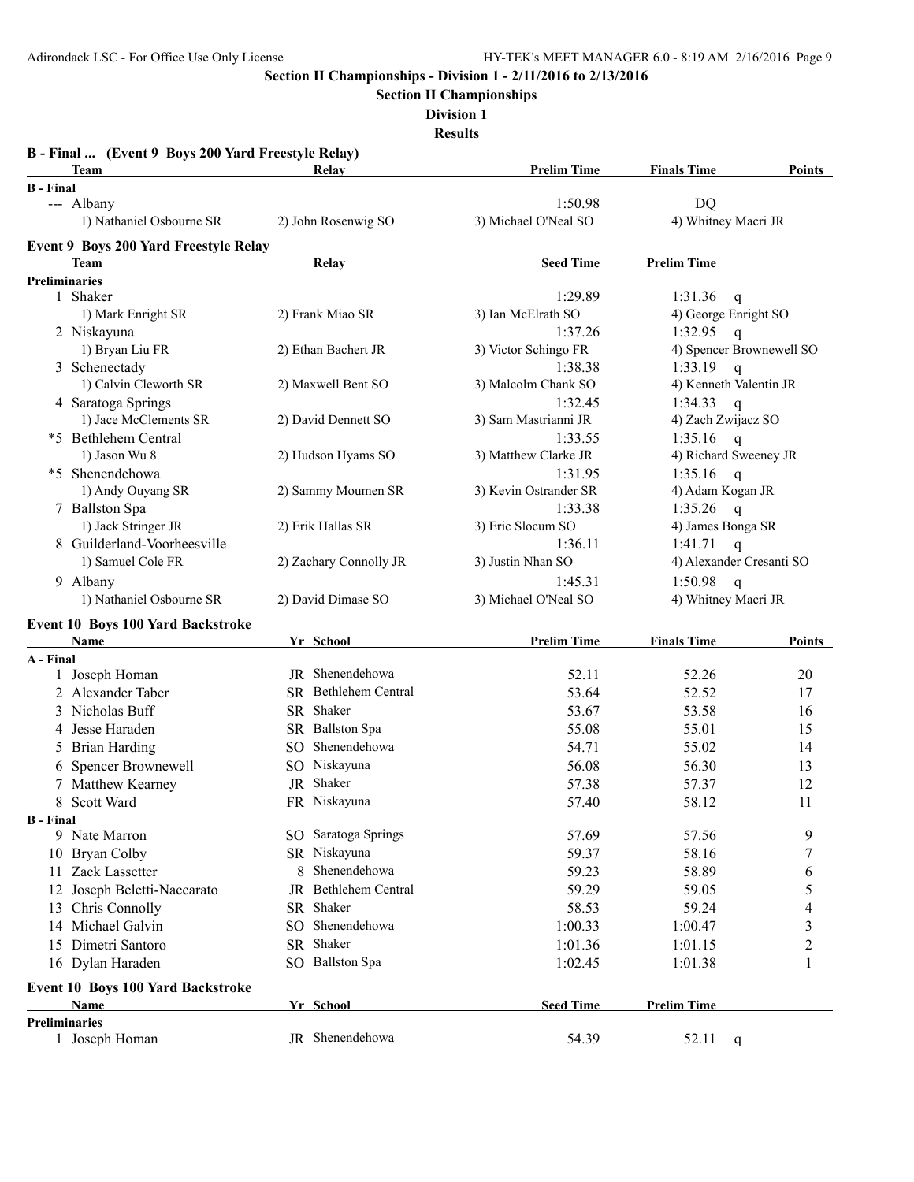**Section II Championships - Division 1 - 2/11/2016 to 2/13/2016**

**Section II Championships**

**Division 1**

**Results**

### B - Final ... (Event 9 Boys 200 Yard Freestyle Relay)

| Team | Relay | Prelim Time | Finals Time | Points |
|---|---|---|---|---|
| **B - Final** | | | | |
| --- Albany | | 1:50.98 | DQ | |
| 1) Nathaniel Osbourne SR | 2) John Rosenwig SO | 3) Michael O'Neal SO | 4) Whitney Macri JR | |

### Event 9 Boys 200 Yard Freestyle Relay

| Team | Relay | Seed Time | Prelim Time |
|---|---|---|---|
| **Preliminaries** | | | |
| 1 Shaker | | 1:29.89 | 1:31.36 q |
| 1) Mark Enright SR | 2) Frank Miao SR | 3) Ian McElrath SO | 4) George Enright SO |
| 2 Niskayuna | | 1:37.26 | 1:32.95 q |
| 1) Bryan Liu FR | 2) Ethan Bachert JR | 3) Victor Schingo FR | 4) Spencer Brownewell SO |
| 3 Schenectady | | 1:38.38 | 1:33.19 q |
| 1) Calvin Cleworth SR | 2) Maxwell Bent SO | 3) Malcolm Chank SO | 4) Kenneth Valentin JR |
| 4 Saratoga Springs | | 1:32.45 | 1:34.33 q |
| 1) Jace McClements SR | 2) David Dennett SO | 3) Sam Mastrianni JR | 4) Zach Zwijacz SO |
| *5 Bethlehem Central | | 1:33.55 | 1:35.16 q |
| 1) Jason Wu 8 | 2) Hudson Hyams SO | 3) Matthew Clarke JR | 4) Richard Sweeney JR |
| *5 Shenendehowa | | 1:31.95 | 1:35.16 q |
| 1) Andy Ouyang SR | 2) Sammy Moumen SR | 3) Kevin Ostrander SR | 4) Adam Kogan JR |
| 7 Ballston Spa | | 1:33.38 | 1:35.26 q |
| 1) Jack Stringer JR | 2) Erik Hallas SR | 3) Eric Slocum SO | 4) James Bonga SR |
| 8 Guilderland-Voorheesville | | 1:36.11 | 1:41.71 q |
| 1) Samuel Cole FR | 2) Zachary Connolly JR | 3) Justin Nhan SO | 4) Alexander Cresanti SO |
| 9 Albany | | 1:45.31 | 1:50.98 q |
| 1) Nathaniel Osbourne SR | 2) David Dimase SO | 3) Michael O'Neal SO | 4) Whitney Macri JR |

### Event 10 Boys 100 Yard Backstroke

| Name | Yr | School | Prelim Time | Finals Time | Points |
|---|---|---|---|---|---|
| **A - Final** | | | | | |
| 1 Joseph Homan | JR | Shenendehowa | 52.11 | 52.26 | 20 |
| 2 Alexander Taber | SR | Bethlehem Central | 53.64 | 52.52 | 17 |
| 3 Nicholas Buff | SR | Shaker | 53.67 | 53.58 | 16 |
| 4 Jesse Haraden | SR | Ballston Spa | 55.08 | 55.01 | 15 |
| 5 Brian Harding | SO | Shenendehowa | 54.71 | 55.02 | 14 |
| 6 Spencer Brownewell | SO | Niskayuna | 56.08 | 56.30 | 13 |
| 7 Matthew Kearney | JR | Shaker | 57.38 | 57.37 | 12 |
| 8 Scott Ward | FR | Niskayuna | 57.40 | 58.12 | 11 |
| **B - Final** | | | | | |
| 9 Nate Marron | SO | Saratoga Springs | 57.69 | 57.56 | 9 |
| 10 Bryan Colby | SR | Niskayuna | 59.37 | 58.16 | 7 |
| 11 Zack Lassetter | 8 | Shenendehowa | 59.23 | 58.89 | 6 |
| 12 Joseph Beletti-Naccarato | JR | Bethlehem Central | 59.29 | 59.05 | 5 |
| 13 Chris Connolly | SR | Shaker | 58.53 | 59.24 | 4 |
| 14 Michael Galvin | SO | Shenendehowa | 1:00.33 | 1:00.47 | 3 |
| 15 Dimetri Santoro | SR | Shaker | 1:01.36 | 1:01.15 | 2 |
| 16 Dylan Haraden | SO | Ballston Spa | 1:02.45 | 1:01.38 | 1 |

### Event 10 Boys 100 Yard Backstroke

| Name | Yr | School | Seed Time | Prelim Time |
|---|---|---|---|---|
| **Preliminaries** | | | | |
| 1 Joseph Homan | JR | Shenendehowa | 54.39 | 52.11 q |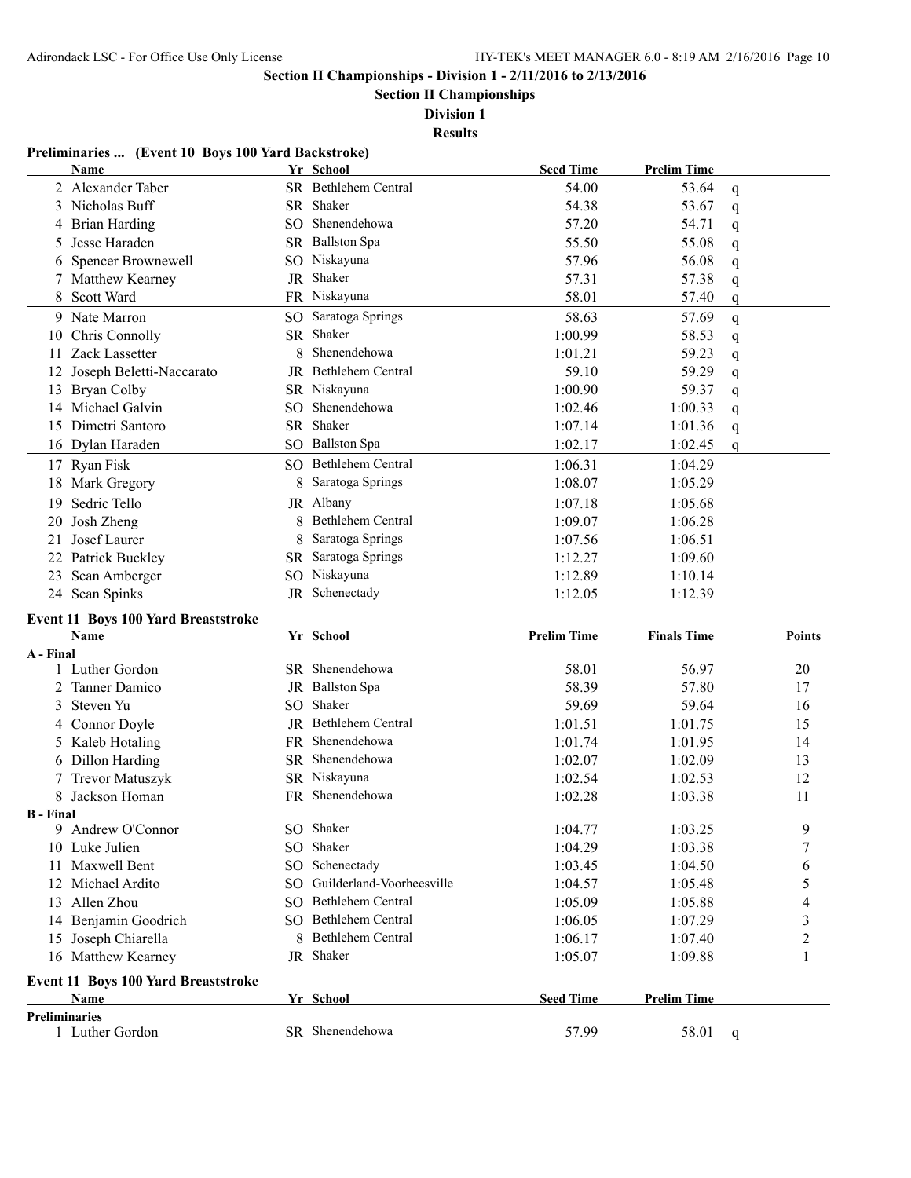**Section II Championships - Division 1 - 2/11/2016 to 2/13/2016**

**Section II Championships**

**Division 1**

**Results**

### Preliminaries ... (Event 10 Boys 100 Yard Backstroke)

| | Name | Yr | School | Seed Time | Prelim Time | |
|---|---|---|---|---|---|---|
| 2 | Alexander Taber | SR | Bethlehem Central | 54.00 | 53.64 | q |
| 3 | Nicholas Buff | SR | Shaker | 54.38 | 53.67 | q |
| 4 | Brian Harding | SO | Shenendehowa | 57.20 | 54.71 | q |
| 5 | Jesse Haraden | SR | Ballston Spa | 55.50 | 55.08 | q |
| 6 | Spencer Brownewell | SO | Niskayuna | 57.96 | 56.08 | q |
| 7 | Matthew Kearney | JR | Shaker | 57.31 | 57.38 | q |
| 8 | Scott Ward | FR | Niskayuna | 58.01 | 57.40 | q |
| 9 | Nate Marron | SO | Saratoga Springs | 58.63 | 57.69 | q |
| 10 | Chris Connolly | SR | Shaker | 1:00.99 | 58.53 | q |
| 11 | Zack Lassetter | 8 | Shenendehowa | 1:01.21 | 59.23 | q |
| 12 | Joseph Beletti-Naccarato | JR | Bethlehem Central | 59.10 | 59.29 | q |
| 13 | Bryan Colby | SR | Niskayuna | 1:00.90 | 59.37 | q |
| 14 | Michael Galvin | SO | Shenendehowa | 1:02.46 | 1:00.33 | q |
| 15 | Dimetri Santoro | SR | Shaker | 1:07.14 | 1:01.36 | q |
| 16 | Dylan Haraden | SO | Ballston Spa | 1:02.17 | 1:02.45 | q |
| 17 | Ryan Fisk | SO | Bethlehem Central | 1:06.31 | 1:04.29 | |
| 18 | Mark Gregory | 8 | Saratoga Springs | 1:08.07 | 1:05.29 | |
| 19 | Sedric Tello | JR | Albany | 1:07.18 | 1:05.68 | |
| 20 | Josh Zheng | 8 | Bethlehem Central | 1:09.07 | 1:06.28 | |
| 21 | Josef Laurer | 8 | Saratoga Springs | 1:07.56 | 1:06.51 | |
| 22 | Patrick Buckley | SR | Saratoga Springs | 1:12.27 | 1:09.60 | |
| 23 | Sean Amberger | SO | Niskayuna | 1:12.89 | 1:10.14 | |
| 24 | Sean Spinks | JR | Schenectady | 1:12.05 | 1:12.39 | |

### Event 11 Boys 100 Yard Breaststroke

| | Name | Yr | School | Prelim Time | Finals Time | Points |
|---|---|---|---|---|---|---|
| **A - Final** | | | | | | |
| 1 | Luther Gordon | SR | Shenendehowa | 58.01 | 56.97 | 20 |
| 2 | Tanner Damico | JR | Ballston Spa | 58.39 | 57.80 | 17 |
| 3 | Steven Yu | SO | Shaker | 59.69 | 59.64 | 16 |
| 4 | Connor Doyle | JR | Bethlehem Central | 1:01.51 | 1:01.75 | 15 |
| 5 | Kaleb Hotaling | FR | Shenendehowa | 1:01.74 | 1:01.95 | 14 |
| 6 | Dillon Harding | SR | Shenendehowa | 1:02.07 | 1:02.09 | 13 |
| 7 | Trevor Matuszyk | SR | Niskayuna | 1:02.54 | 1:02.53 | 12 |
| 8 | Jackson Homan | FR | Shenendehowa | 1:02.28 | 1:03.38 | 11 |
| **B - Final** | | | | | | |
| 9 | Andrew O'Connor | SO | Shaker | 1:04.77 | 1:03.25 | 9 |
| 10 | Luke Julien | SO | Shaker | 1:04.29 | 1:03.38 | 7 |
| 11 | Maxwell Bent | SO | Schenectady | 1:03.45 | 1:04.50 | 6 |
| 12 | Michael Ardito | SO | Guilderland-Voorheesville | 1:04.57 | 1:05.48 | 5 |
| 13 | Allen Zhou | SO | Bethlehem Central | 1:05.09 | 1:05.88 | 4 |
| 14 | Benjamin Goodrich | SO | Bethlehem Central | 1:06.05 | 1:07.29 | 3 |
| 15 | Joseph Chiarella | 8 | Bethlehem Central | 1:06.17 | 1:07.40 | 2 |
| 16 | Matthew Kearney | JR | Shaker | 1:05.07 | 1:09.88 | 1 |

### Event 11 Boys 100 Yard Breaststroke

| | Name | Yr | School | Seed Time | Prelim Time | |
|---|---|---|---|---|---|---|
| **Preliminaries** | | | | | | |
| 1 | Luther Gordon | SR | Shenendehowa | 57.99 | 58.01 | q |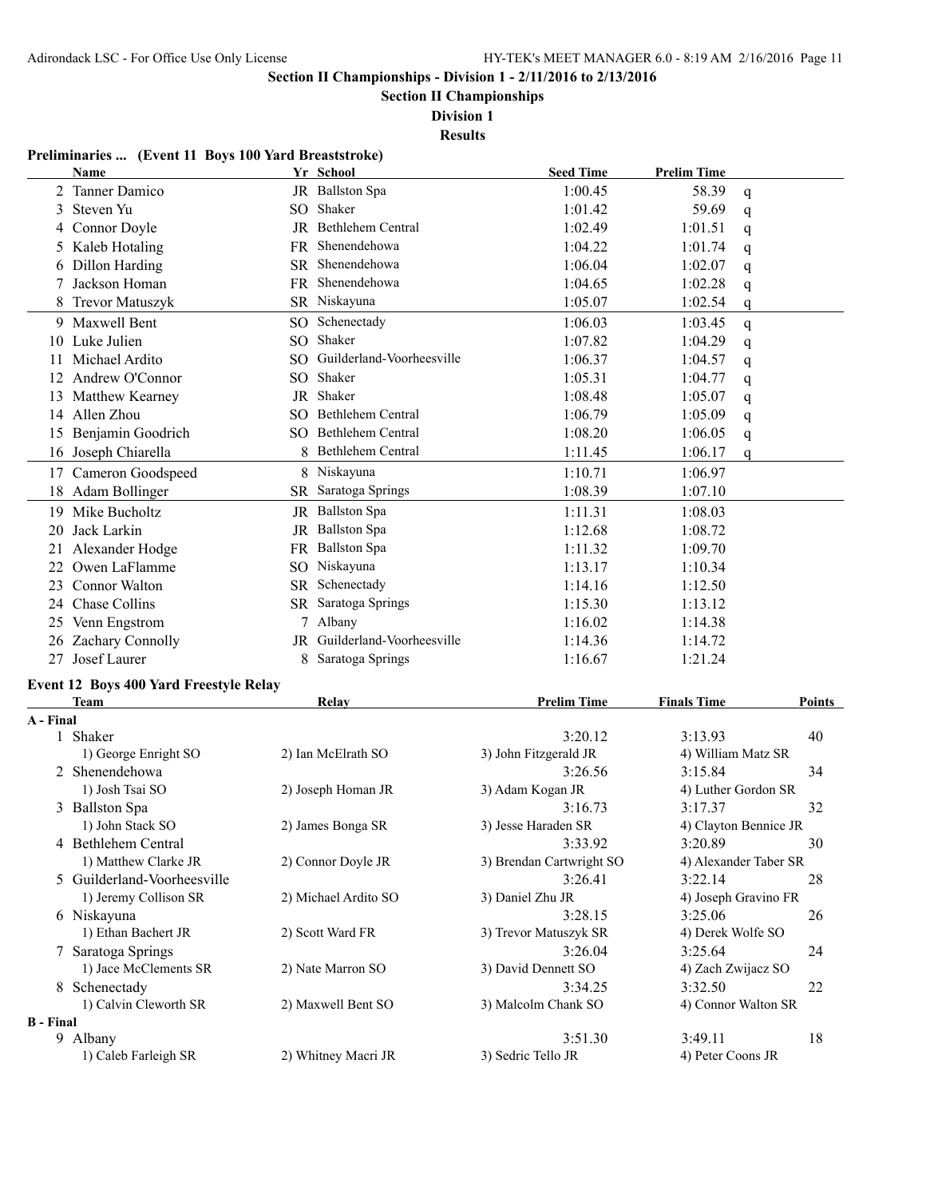**Section II Championships - Division 1 - 2/11/2016 to 2/13/2016**

**Section II Championships**

**Division 1**

**Results**

### Preliminaries ... (Event 11 Boys 100 Yard Breaststroke)

| | Name | Yr | School | Seed Time | Prelim Time | |
|---|---|---|---|---|---|---|
| 2 | Tanner Damico | JR | Ballston Spa | 1:00.45 | 58.39 | q |
| 3 | Steven Yu | SO | Shaker | 1:01.42 | 59.69 | q |
| 4 | Connor Doyle | JR | Bethlehem Central | 1:02.49 | 1:01.51 | q |
| 5 | Kaleb Hotaling | FR | Shenendehowa | 1:04.22 | 1:01.74 | q |
| 6 | Dillon Harding | SR | Shenendehowa | 1:06.04 | 1:02.07 | q |
| 7 | Jackson Homan | FR | Shenendehowa | 1:04.65 | 1:02.28 | q |
| 8 | Trevor Matuszyk | SR | Niskayuna | 1:05.07 | 1:02.54 | q |
| 9 | Maxwell Bent | SO | Schenectady | 1:06.03 | 1:03.45 | q |
| 10 | Luke Julien | SO | Shaker | 1:07.82 | 1:04.29 | q |
| 11 | Michael Ardito | SO | Guilderland-Voorheesville | 1:06.37 | 1:04.57 | q |
| 12 | Andrew O'Connor | SO | Shaker | 1:05.31 | 1:04.77 | q |
| 13 | Matthew Kearney | JR | Shaker | 1:08.48 | 1:05.07 | q |
| 14 | Allen Zhou | SO | Bethlehem Central | 1:06.79 | 1:05.09 | q |
| 15 | Benjamin Goodrich | SO | Bethlehem Central | 1:08.20 | 1:06.05 | q |
| 16 | Joseph Chiarella | 8 | Bethlehem Central | 1:11.45 | 1:06.17 | q |
| 17 | Cameron Goodspeed | 8 | Niskayuna | 1:10.71 | 1:06.97 | |
| 18 | Adam Bollinger | SR | Saratoga Springs | 1:08.39 | 1:07.10 | |
| 19 | Mike Bucholtz | JR | Ballston Spa | 1:11.31 | 1:08.03 | |
| 20 | Jack Larkin | JR | Ballston Spa | 1:12.68 | 1:08.72 | |
| 21 | Alexander Hodge | FR | Ballston Spa | 1:11.32 | 1:09.70 | |
| 22 | Owen LaFlamme | SO | Niskayuna | 1:13.17 | 1:10.34 | |
| 23 | Connor Walton | SR | Schenectady | 1:14.16 | 1:12.50 | |
| 24 | Chase Collins | SR | Saratoga Springs | 1:15.30 | 1:13.12 | |
| 25 | Venn Engstrom | 7 | Albany | 1:16.02 | 1:14.38 | |
| 26 | Zachary Connolly | JR | Guilderland-Voorheesville | 1:14.36 | 1:14.72 | |
| 27 | Josef Laurer | 8 | Saratoga Springs | 1:16.67 | 1:21.24 | |

### Event 12 Boys 400 Yard Freestyle Relay

| | Team | Relay | Prelim Time | Finals Time | Points |
|---|---|---|---|---|---|
| **A - Final** | | | | | |
| 1 | Shaker | | 3:20.12 | 3:13.93 | 40 |
| | 1) George Enright SO | 2) Ian McElrath SO | 3) John Fitzgerald JR | 4) William Matz SR | |
| 2 | Shenendehowa | | 3:26.56 | 3:15.84 | 34 |
| | 1) Josh Tsai SO | 2) Joseph Homan JR | 3) Adam Kogan JR | 4) Luther Gordon SR | |
| 3 | Ballston Spa | | 3:16.73 | 3:17.37 | 32 |
| | 1) John Stack SO | 2) James Bonga SR | 3) Jesse Haraden SR | 4) Clayton Bennice JR | |
| 4 | Bethlehem Central | | 3:33.92 | 3:20.89 | 30 |
| | 1) Matthew Clarke JR | 2) Connor Doyle JR | 3) Brendan Cartwright SO | 4) Alexander Taber SR | |
| 5 | Guilderland-Voorheesville | | 3:26.41 | 3:22.14 | 28 |
| | 1) Jeremy Collison SR | 2) Michael Ardito SO | 3) Daniel Zhu JR | 4) Joseph Gravino FR | |
| 6 | Niskayuna | | 3:28.15 | 3:25.06 | 26 |
| | 1) Ethan Bachert JR | 2) Scott Ward FR | 3) Trevor Matuszyk SR | 4) Derek Wolfe SO | |
| 7 | Saratoga Springs | | 3:26.04 | 3:25.64 | 24 |
| | 1) Jace McClements SR | 2) Nate Marron SO | 3) David Dennett SO | 4) Zach Zwijacz SO | |
| 8 | Schenectady | | 3:34.25 | 3:32.50 | 22 |
| | 1) Calvin Cleworth SR | 2) Maxwell Bent SO | 3) Malcolm Chank SO | 4) Connor Walton SR | |
| **B - Final** | | | | | |
| 9 | Albany | | 3:51.30 | 3:49.11 | 18 |
| | 1) Caleb Farleigh SR | 2) Whitney Macri JR | 3) Sedric Tello JR | 4) Peter Coons JR | |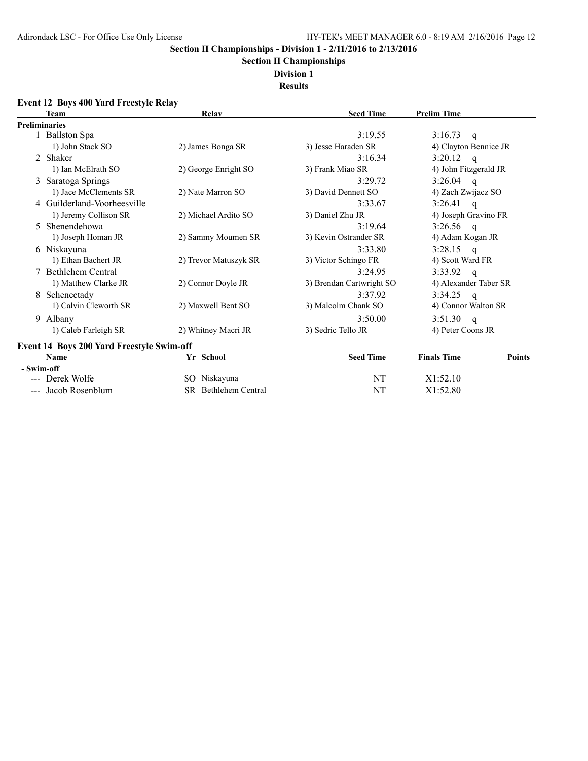**Section II Championships - Division 1 - 2/11/2016 to 2/13/2016**

**Section II Championships**

**Division 1**

**Results**

### Event 12 Boys 400 Yard Freestyle Relay

| Team | Relay | Seed Time | Prelim Time |
|---|---|---|---|
| **Preliminaries** | | | |
| 1 Ballston Spa | | 3:19.55 | 3:16.73 q |
| 1) John Stack SO | 2) James Bonga SR | 3) Jesse Haraden SR | 4) Clayton Bennice JR |
| 2 Shaker | | 3:16.34 | 3:20.12 q |
| 1) Ian McElrath SO | 2) George Enright SO | 3) Frank Miao SR | 4) John Fitzgerald JR |
| 3 Saratoga Springs | | 3:29.72 | 3:26.04 q |
| 1) Jace McClements SR | 2) Nate Marron SO | 3) David Dennett SO | 4) Zach Zwijacz SO |
| 4 Guilderland-Voorheesville | | 3:33.67 | 3:26.41 q |
| 1) Jeremy Collison SR | 2) Michael Ardito SO | 3) Daniel Zhu JR | 4) Joseph Gravino FR |
| 5 Shenendehowa | | 3:19.64 | 3:26.56 q |
| 1) Joseph Homan JR | 2) Sammy Moumen SR | 3) Kevin Ostrander SR | 4) Adam Kogan JR |
| 6 Niskayuna | | 3:33.80 | 3:28.15 q |
| 1) Ethan Bachert JR | 2) Trevor Matuszyk SR | 3) Victor Schingo FR | 4) Scott Ward FR |
| 7 Bethlehem Central | | 3:24.95 | 3:33.92 q |
| 1) Matthew Clarke JR | 2) Connor Doyle JR | 3) Brendan Cartwright SO | 4) Alexander Taber SR |
| 8 Schenectady | | 3:37.92 | 3:34.25 q |
| 1) Calvin Cleworth SR | 2) Maxwell Bent SO | 3) Malcolm Chank SO | 4) Connor Walton SR |
| 9 Albany | | 3:50.00 | 3:51.30 q |
| 1) Caleb Farleigh SR | 2) Whitney Macri JR | 3) Sedric Tello JR | 4) Peter Coons JR |

### Event 14 Boys 200 Yard Freestyle Swim-off

| Name | Yr | School | Seed Time | Finals Time | Points |
|---|---|---|---|---|---|
| **- Swim-off** | | | | | |
| --- Derek Wolfe | SO | Niskayuna | NT | X1:52.10 | |
| --- Jacob Rosenblum | SR | Bethlehem Central | NT | X1:52.80 | |